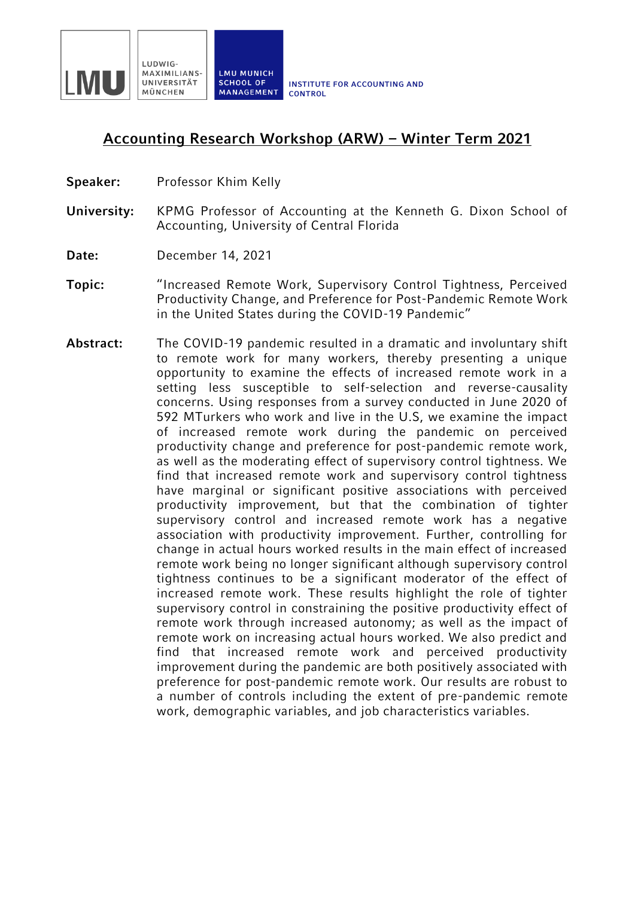LMU | LUDWIG-MAXIMILIANS-UNIVERSITÄT MÜNCHEN | LMU MUNICH SCHOOL OF MANAGEMENT | INSTITUTE FOR ACCOUNTING AND CONTROL

# Accounting Research Workshop (ARW) – Winter Term 2021

**Speaker:** Professor Khim Kelly

**University:** KPMG Professor of Accounting at the Kenneth G. Dixon School of Accounting, University of Central Florida

**Date:** December 14, 2021

**Topic:** "Increased Remote Work, Supervisory Control Tightness, Perceived Productivity Change, and Preference for Post-Pandemic Remote Work in the United States during the COVID-19 Pandemic"

**Abstract:** The COVID-19 pandemic resulted in a dramatic and involuntary shift to remote work for many workers, thereby presenting a unique opportunity to examine the effects of increased remote work in a setting less susceptible to self-selection and reverse-causality concerns. Using responses from a survey conducted in June 2020 of 592 MTurkers who work and live in the U.S, we examine the impact of increased remote work during the pandemic on perceived productivity change and preference for post-pandemic remote work, as well as the moderating effect of supervisory control tightness. We find that increased remote work and supervisory control tightness have marginal or significant positive associations with perceived productivity improvement, but that the combination of tighter supervisory control and increased remote work has a negative association with productivity improvement. Further, controlling for change in actual hours worked results in the main effect of increased remote work being no longer significant although supervisory control tightness continues to be a significant moderator of the effect of increased remote work. These results highlight the role of tighter supervisory control in constraining the positive productivity effect of remote work through increased autonomy; as well as the impact of remote work on increasing actual hours worked. We also predict and find that increased remote work and perceived productivity improvement during the pandemic are both positively associated with preference for post-pandemic remote work. Our results are robust to a number of controls including the extent of pre-pandemic remote work, demographic variables, and job characteristics variables.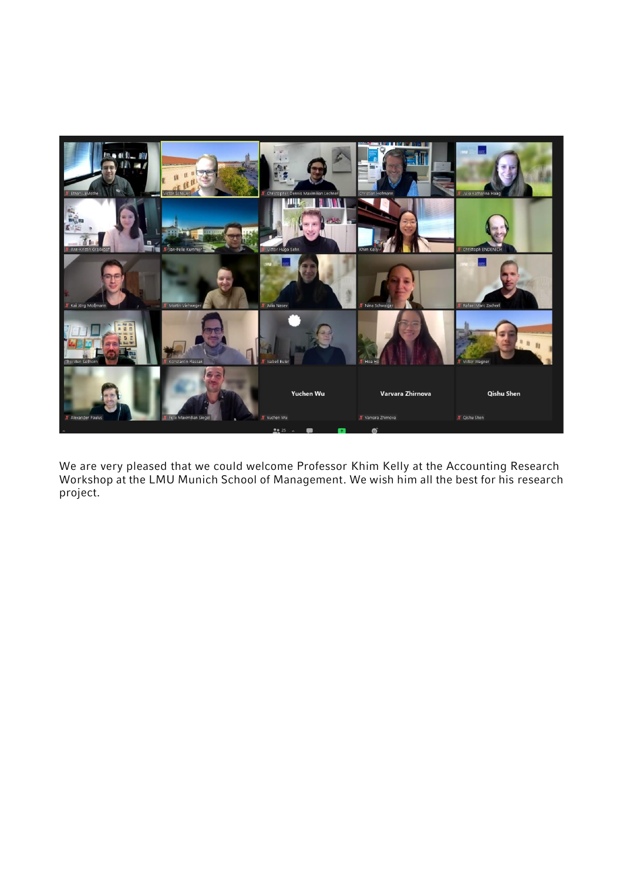We are very pleased that we could welcome Professor Khim Kelly at the Accounting Research Workshop at the LMU Munich School of Management. We wish him all the best for his research project.